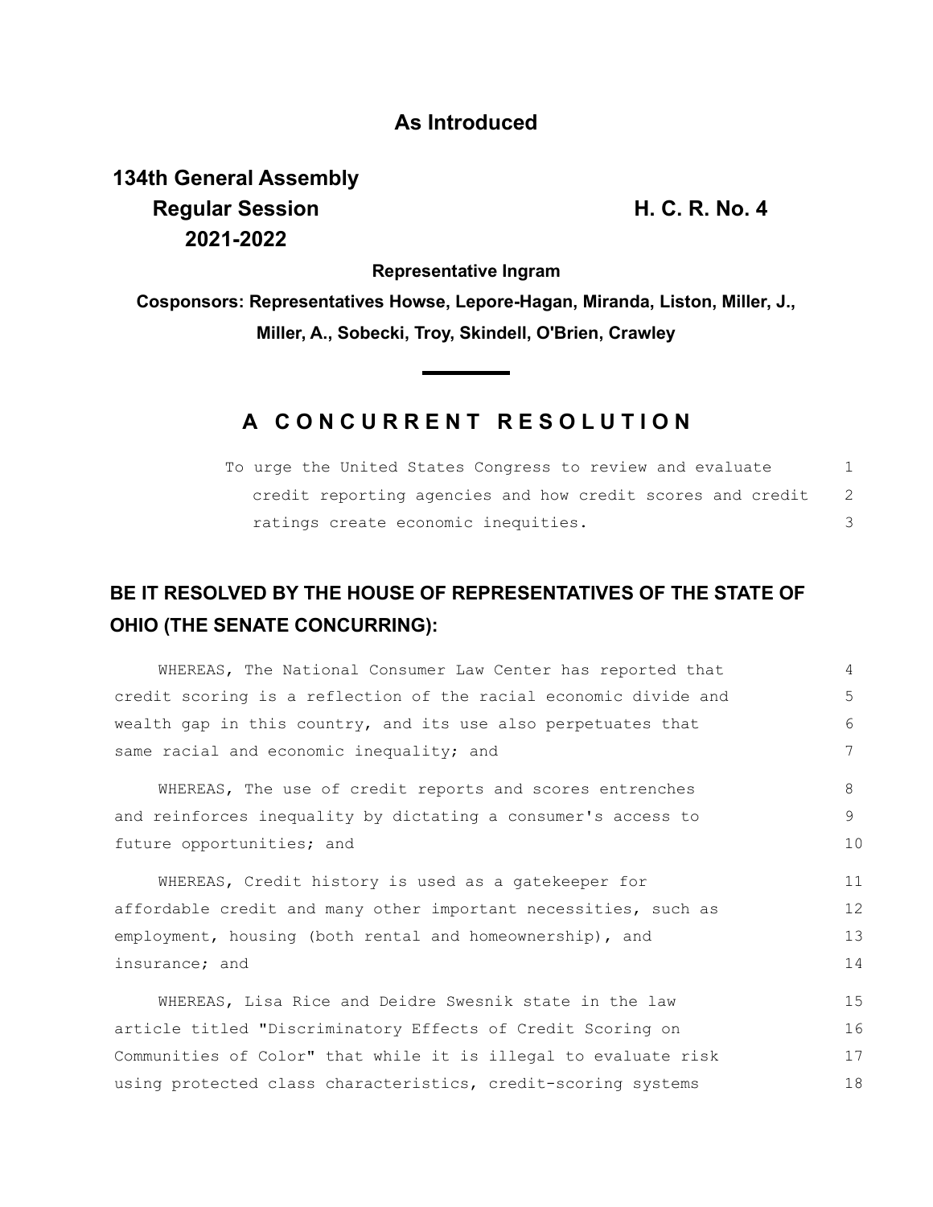**As Introduced**

**134th General Assembly**
**Regular Session**
**2021-2022**

**H. C. R. No. 4**

**Representative Ingram**

**Cosponsors: Representatives Howse, Lepore-Hagan, Miranda, Liston, Miller, J., Miller, A., Sobecki, Troy, Skindell, O'Brien, Crawley**

## A CONCURRENT RESOLUTION

To urge the United States Congress to review and evaluate credit reporting agencies and how credit scores and credit ratings create economic inequities.

**BE IT RESOLVED BY THE HOUSE OF REPRESENTATIVES OF THE STATE OF OHIO (THE SENATE CONCURRING):**

WHEREAS, The National Consumer Law Center has reported that credit scoring is a reflection of the racial economic divide and wealth gap in this country, and its use also perpetuates that same racial and economic inequality; and

WHEREAS, The use of credit reports and scores entrenches and reinforces inequality by dictating a consumer's access to future opportunities; and

WHEREAS, Credit history is used as a gatekeeper for affordable credit and many other important necessities, such as employment, housing (both rental and homeownership), and insurance; and

WHEREAS, Lisa Rice and Deidre Swesnik state in the law article titled "Discriminatory Effects of Credit Scoring on Communities of Color" that while it is illegal to evaluate risk using protected class characteristics, credit-scoring systems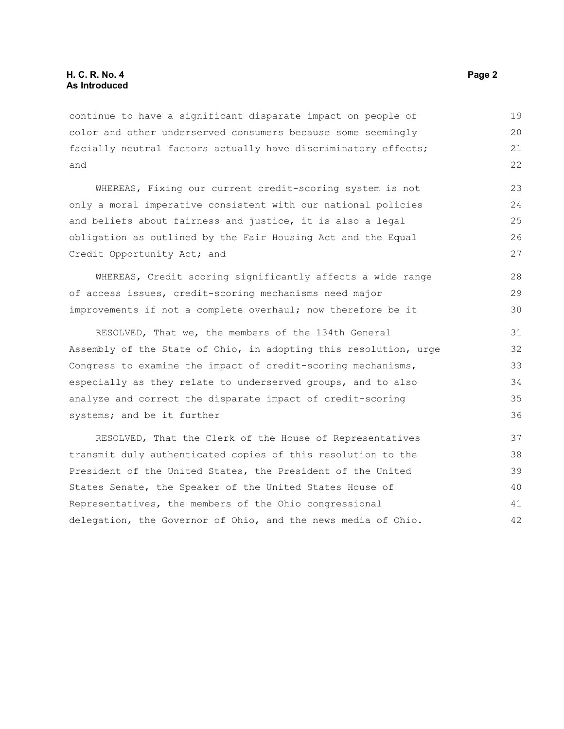continue to have a significant disparate impact on people of color and other underserved consumers because some seemingly facially neutral factors actually have discriminatory effects; and

WHEREAS, Fixing our current credit-scoring system is not only a moral imperative consistent with our national policies and beliefs about fairness and justice, it is also a legal obligation as outlined by the Fair Housing Act and the Equal Credit Opportunity Act; and

WHEREAS, Credit scoring significantly affects a wide range of access issues, credit-scoring mechanisms need major improvements if not a complete overhaul; now therefore be it

RESOLVED, That we, the members of the 134th General Assembly of the State of Ohio, in adopting this resolution, urge Congress to examine the impact of credit-scoring mechanisms, especially as they relate to underserved groups, and to also analyze and correct the disparate impact of credit-scoring systems; and be it further

RESOLVED, That the Clerk of the House of Representatives transmit duly authenticated copies of this resolution to the President of the United States, the President of the United States Senate, the Speaker of the United States House of Representatives, the members of the Ohio congressional delegation, the Governor of Ohio, and the news media of Ohio.